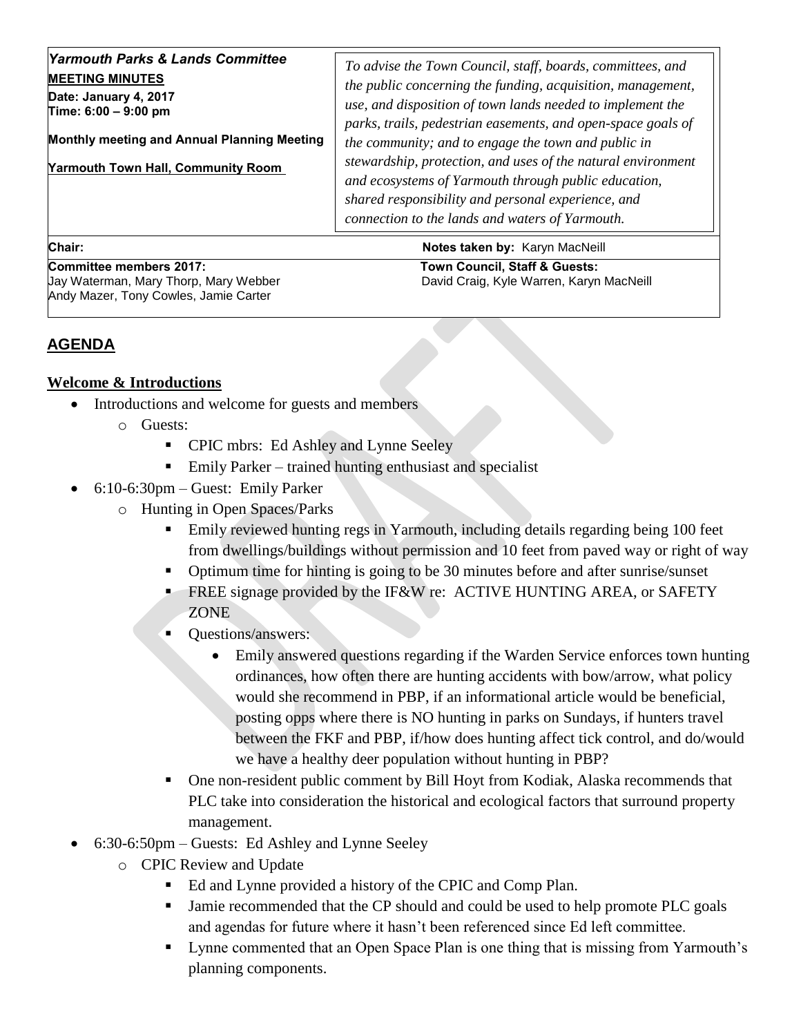| *Yarmouth Parks & Lands Committee*<br>**MEETING MINUTES**<br>**Date: January 4, 2017**<br>**Time: 6:00 – 9:00 pm**<br><br>**Monthly meeting and Annual Planning Meeting**<br><br>**Yarmouth Town Hall, Community Room** | *To advise the Town Council, staff, boards, committees, and the public concerning the funding, acquisition, management, use, and disposition of town lands needed to implement the parks, trails, pedestrian easements, and open-space goals of the community; and to engage the town and public in stewardship, protection, and uses of the natural environment and ecosystems of Yarmouth through public education, shared responsibility and personal experience, and connection to the lands and waters of Yarmouth.* |
|---|---|
| **Chair:** | **Notes taken by:** Karyn MacNeill |
| **Committee members 2017:**<br>Jay Waterman, Mary Thorp, Mary Webber<br>Andy Mazer, Tony Cowles, Jamie Carter | **Town Council, Staff & Guests:**<br>David Craig, Kyle Warren, Karyn MacNeill |

## AGENDA

### Welcome & Introductions

- Introductions and welcome for guests and members
  - Guests:
    - CPIC mbrs: Ed Ashley and Lynne Seeley
    - Emily Parker – trained hunting enthusiast and specialist
- 6:10-6:30pm – Guest: Emily Parker
  - Hunting in Open Spaces/Parks
    - Emily reviewed hunting regs in Yarmouth, including details regarding being 100 feet from dwellings/buildings without permission and 10 feet from paved way or right of way
    - Optimum time for hinting is going to be 30 minutes before and after sunrise/sunset
    - FREE signage provided by the IF&W re: ACTIVE HUNTING AREA, or SAFETY ZONE
    - Questions/answers:
      - Emily answered questions regarding if the Warden Service enforces town hunting ordinances, how often there are hunting accidents with bow/arrow, what policy would she recommend in PBP, if an informational article would be beneficial, posting opps where there is NO hunting in parks on Sundays, if hunters travel between the FKF and PBP, if/how does hunting affect tick control, and do/would we have a healthy deer population without hunting in PBP?
    - One non-resident public comment by Bill Hoyt from Kodiak, Alaska recommends that PLC take into consideration the historical and ecological factors that surround property management.
- 6:30-6:50pm – Guests: Ed Ashley and Lynne Seeley
  - CPIC Review and Update
    - Ed and Lynne provided a history of the CPIC and Comp Plan.
    - Jamie recommended that the CP should and could be used to help promote PLC goals and agendas for future where it hasn't been referenced since Ed left committee.
    - Lynne commented that an Open Space Plan is one thing that is missing from Yarmouth's planning components.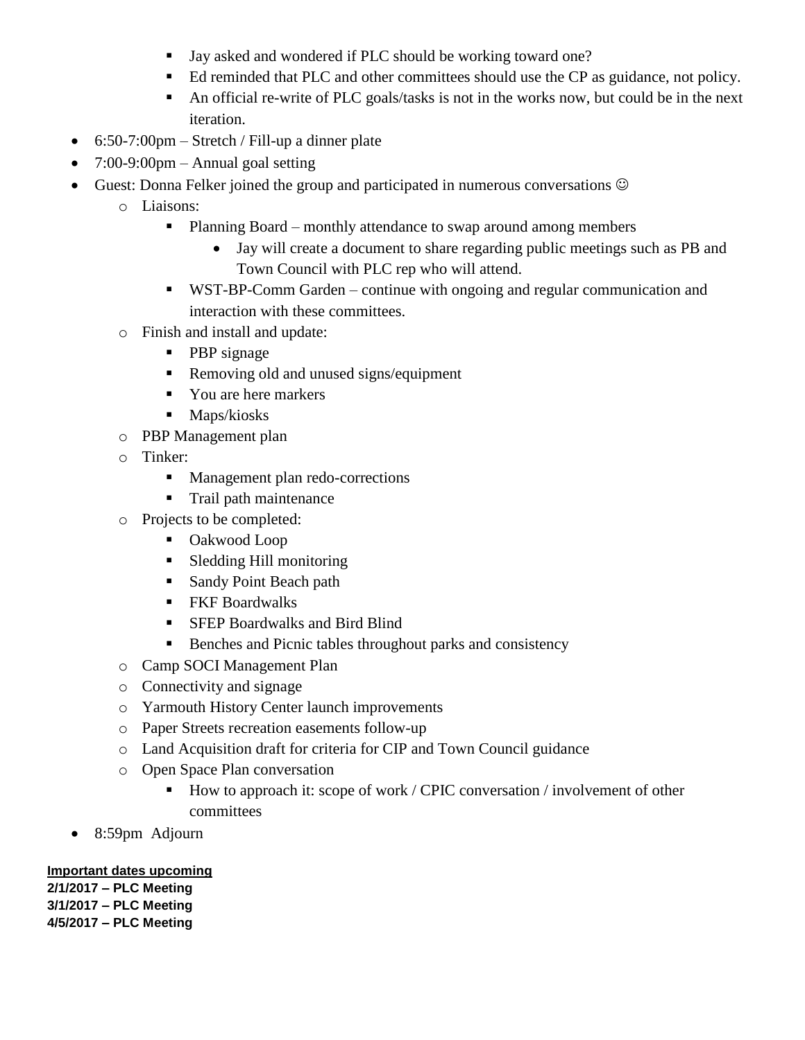- Jay asked and wondered if PLC should be working toward one?
        - Ed reminded that PLC and other committees should use the CP as guidance, not policy.
        - An official re-write of PLC goals/tasks is not in the works now, but could be in the next iteration.
- 6:50-7:00pm – Stretch / Fill-up a dinner plate
- 7:00-9:00pm – Annual goal setting
- Guest: Donna Felker joined the group and participated in numerous conversations ☺
    - Liaisons:
        - Planning Board – monthly attendance to swap around among members
            - Jay will create a document to share regarding public meetings such as PB and Town Council with PLC rep who will attend.
        - WST-BP-Comm Garden – continue with ongoing and regular communication and interaction with these committees.
    - Finish and install and update:
        - PBP signage
        - Removing old and unused signs/equipment
        - You are here markers
        - Maps/kiosks
    - PBP Management plan
    - Tinker:
        - Management plan redo-corrections
        - Trail path maintenance
    - Projects to be completed:
        - Oakwood Loop
        - Sledding Hill monitoring
        - Sandy Point Beach path
        - FKF Boardwalks
        - SFEP Boardwalks and Bird Blind
        - Benches and Picnic tables throughout parks and consistency
    - Camp SOCI Management Plan
    - Connectivity and signage
    - Yarmouth History Center launch improvements
    - Paper Streets recreation easements follow-up
    - Land Acquisition draft for criteria for CIP and Town Council guidance
    - Open Space Plan conversation
        - How to approach it: scope of work / CPIC conversation / involvement of other committees
- 8:59pm Adjourn

**Important dates upcoming**
**2/1/2017 – PLC Meeting**
**3/1/2017 – PLC Meeting**
**4/5/2017 – PLC Meeting**